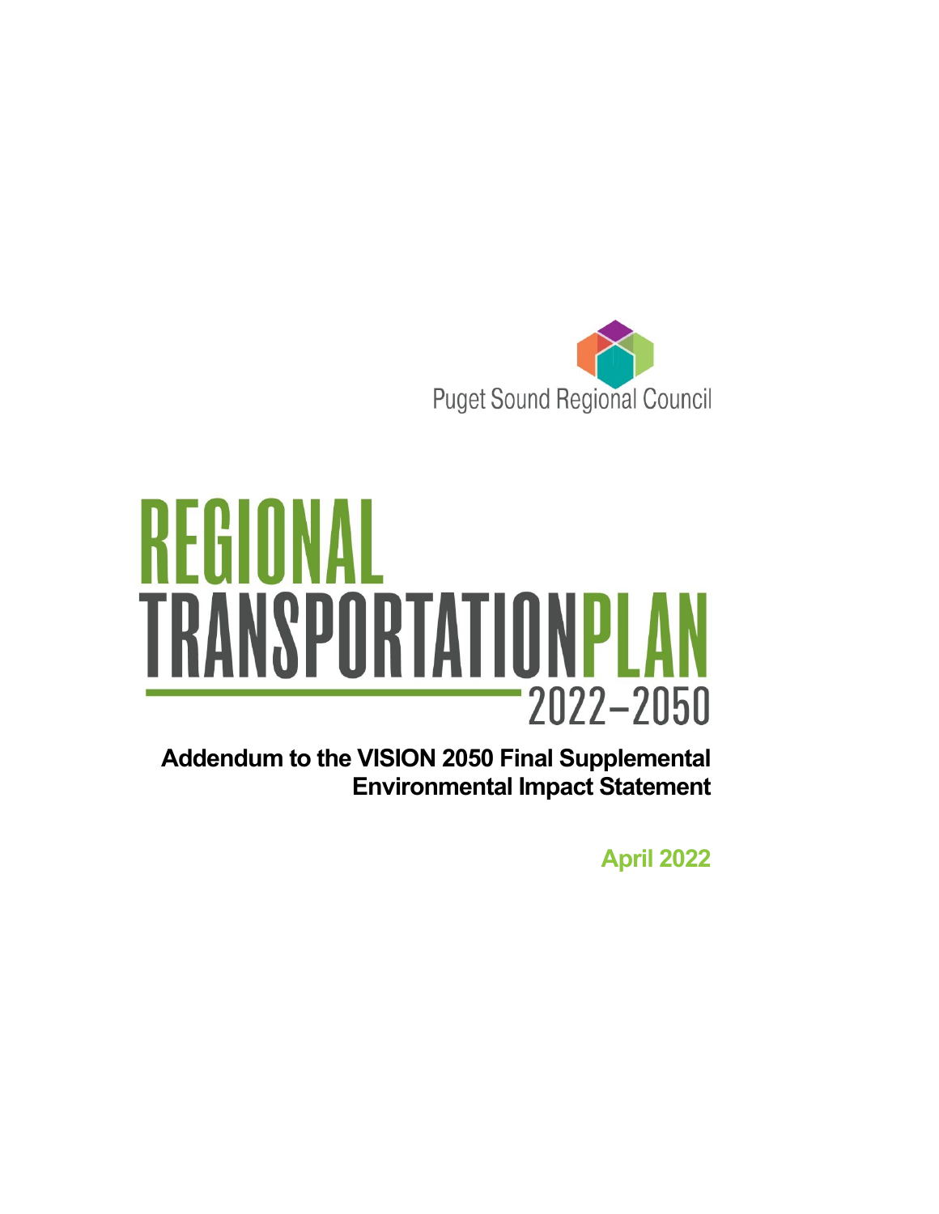Puget Sound Regional Council

# REGIONAL TRANSPORTATION PLAN 2022–2050

**Addendum to the VISION 2050 Final Supplemental Environmental Impact Statement**

**April 2022**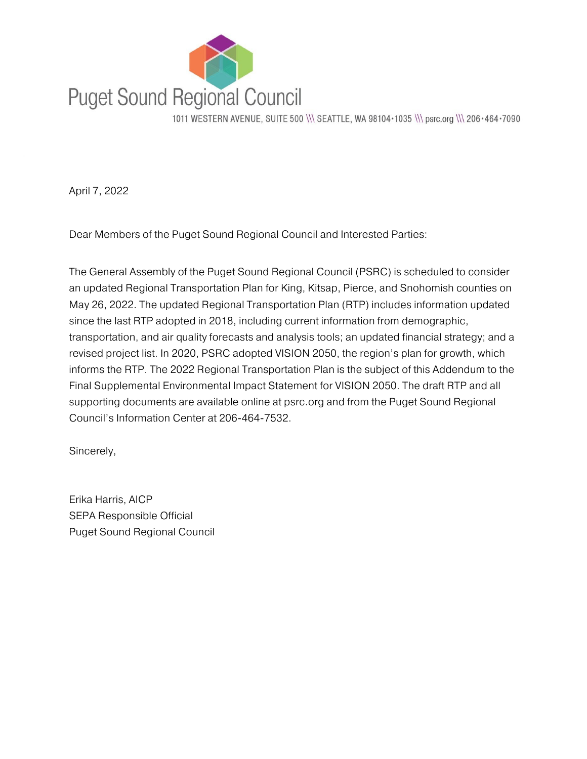Puget Sound Regional Council

1011 WESTERN AVENUE, SUITE 500 \\\ SEATTLE, WA 98104-1035 \\\ psrc.org \\\ 206-464-7090

April 7, 2022

Dear Members of the Puget Sound Regional Council and Interested Parties:

The General Assembly of the Puget Sound Regional Council (PSRC) is scheduled to consider an updated Regional Transportation Plan for King, Kitsap, Pierce, and Snohomish counties on May 26, 2022. The updated Regional Transportation Plan (RTP) includes information updated since the last RTP adopted in 2018, including current information from demographic, transportation, and air quality forecasts and analysis tools; an updated financial strategy; and a revised project list. In 2020, PSRC adopted VISION 2050, the region's plan for growth, which informs the RTP. The 2022 Regional Transportation Plan is the subject of this Addendum to the Final Supplemental Environmental Impact Statement for VISION 2050. The draft RTP and all supporting documents are available online at psrc.org and from the Puget Sound Regional Council's Information Center at 206-464-7532.

Sincerely,

Erika Harris, AICP
SEPA Responsible Official
Puget Sound Regional Council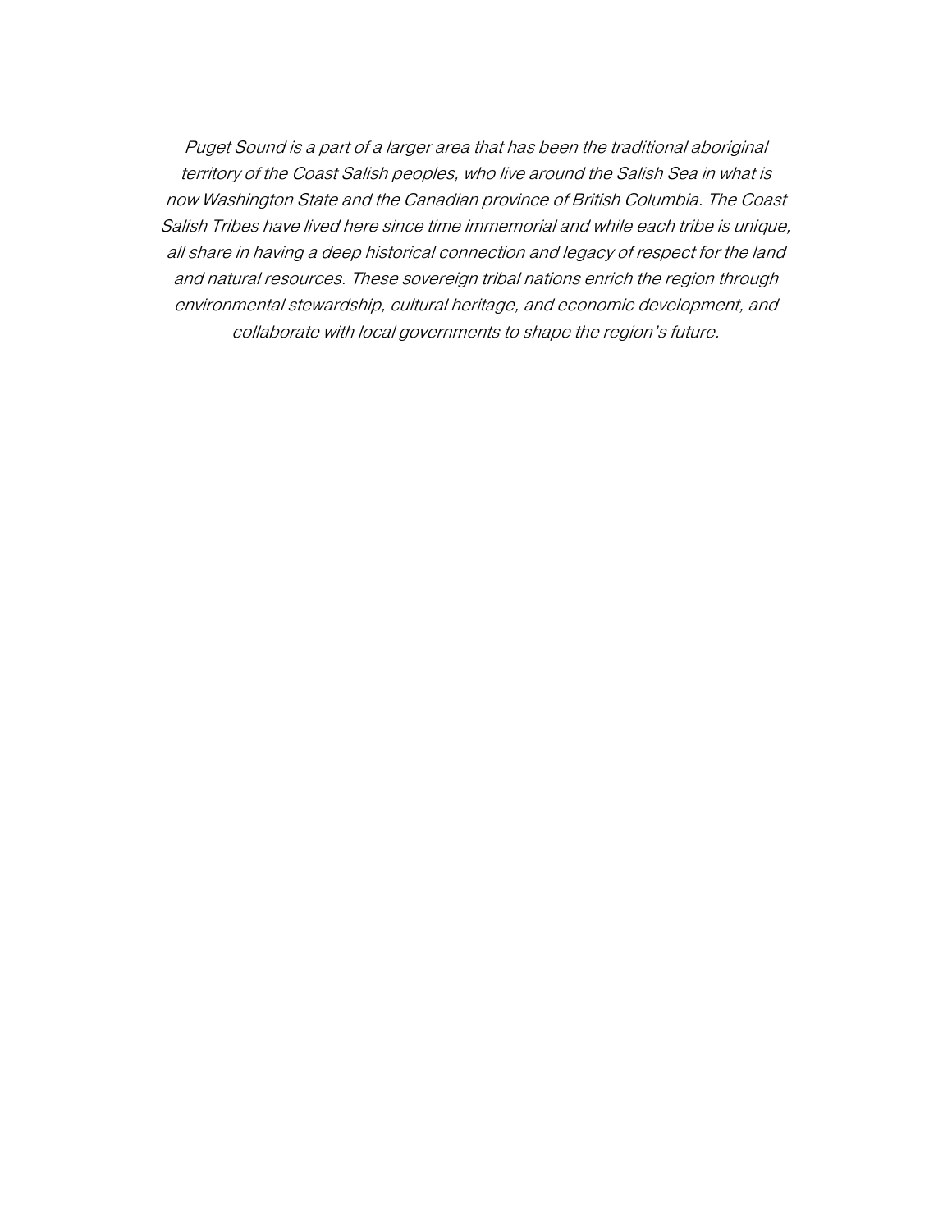*Puget Sound is a part of a larger area that has been the traditional aboriginal territory of the Coast Salish peoples, who live around the Salish Sea in what is now Washington State and the Canadian province of British Columbia. The Coast Salish Tribes have lived here since time immemorial and while each tribe is unique, all share in having a deep historical connection and legacy of respect for the land and natural resources. These sovereign tribal nations enrich the region through environmental stewardship, cultural heritage, and economic development, and collaborate with local governments to shape the region's future.*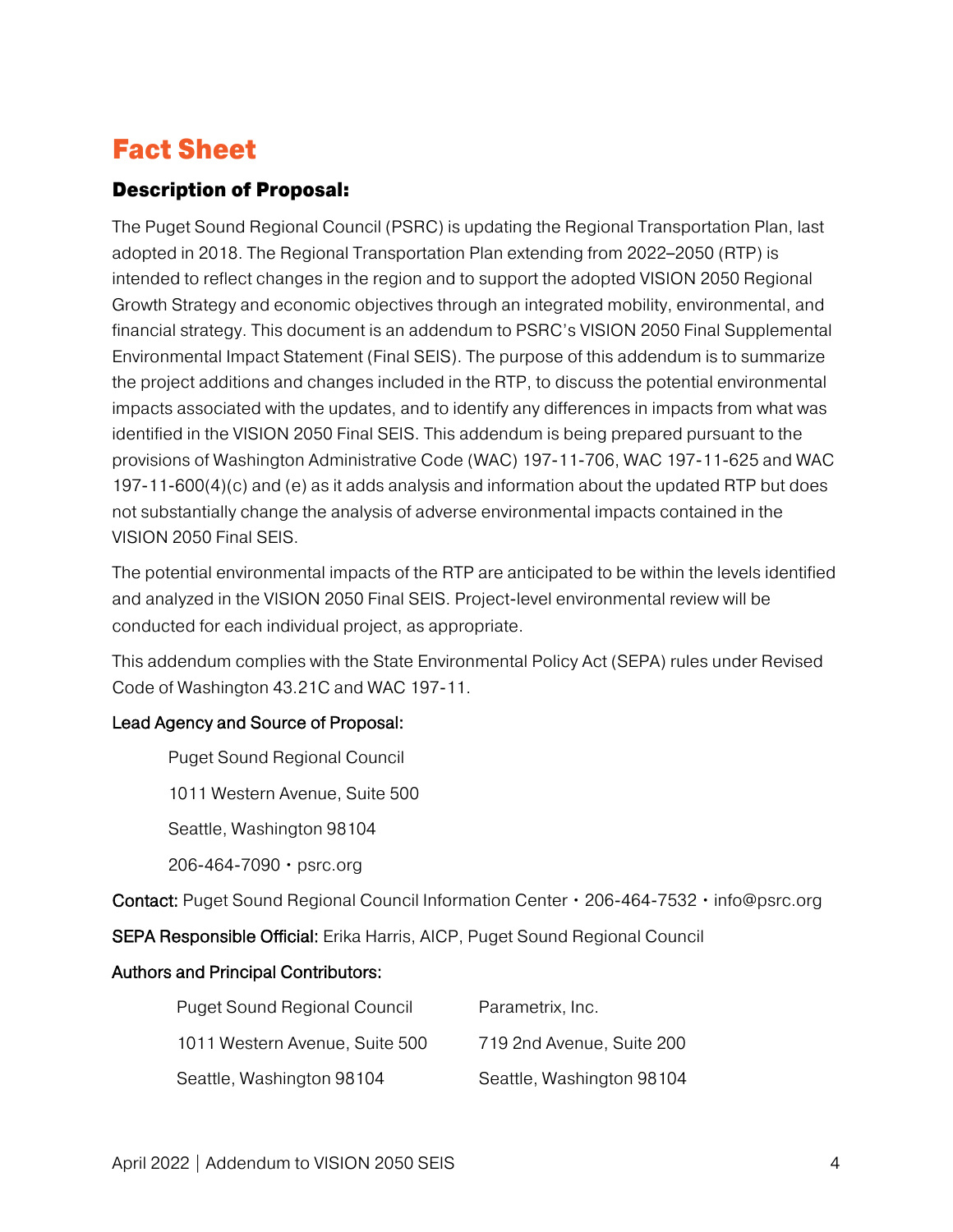# Fact Sheet

## Description of Proposal:

The Puget Sound Regional Council (PSRC) is updating the Regional Transportation Plan, last adopted in 2018. The Regional Transportation Plan extending from 2022–2050 (RTP) is intended to reflect changes in the region and to support the adopted VISION 2050 Regional Growth Strategy and economic objectives through an integrated mobility, environmental, and financial strategy. This document is an addendum to PSRC's VISION 2050 Final Supplemental Environmental Impact Statement (Final SEIS). The purpose of this addendum is to summarize the project additions and changes included in the RTP, to discuss the potential environmental impacts associated with the updates, and to identify any differences in impacts from what was identified in the VISION 2050 Final SEIS. This addendum is being prepared pursuant to the provisions of Washington Administrative Code (WAC) 197-11-706, WAC 197-11-625 and WAC 197-11-600(4)(c) and (e) as it adds analysis and information about the updated RTP but does not substantially change the analysis of adverse environmental impacts contained in the VISION 2050 Final SEIS.

The potential environmental impacts of the RTP are anticipated to be within the levels identified and analyzed in the VISION 2050 Final SEIS. Project-level environmental review will be conducted for each individual project, as appropriate.

This addendum complies with the State Environmental Policy Act (SEPA) rules under Revised Code of Washington 43.21C and WAC 197-11.

**Lead Agency and Source of Proposal:**

Puget Sound Regional Council

1011 Western Avenue, Suite 500

Seattle, Washington 98104

206-464-7090 • psrc.org

**Contact:** Puget Sound Regional Council Information Center • 206-464-7532 • info@psrc.org

**SEPA Responsible Official:** Erika Harris, AICP, Puget Sound Regional Council

**Authors and Principal Contributors:**

Puget Sound Regional Council
1011 Western Avenue, Suite 500
Seattle, Washington 98104

Parametrix, Inc.
719 2nd Avenue, Suite 200
Seattle, Washington 98104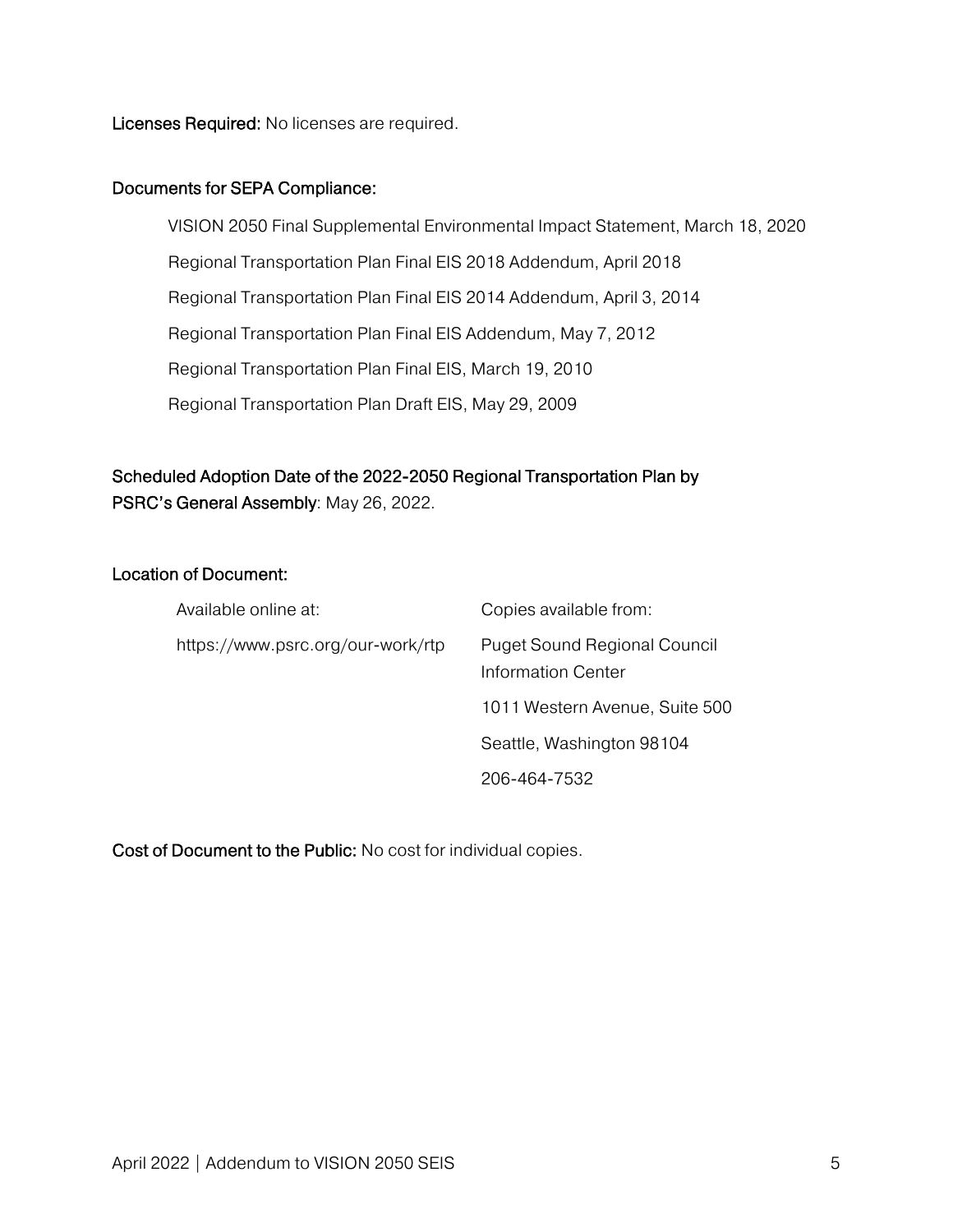**Licenses Required:** No licenses are required.

**Documents for SEPA Compliance:**

VISION 2050 Final Supplemental Environmental Impact Statement, March 18, 2020

Regional Transportation Plan Final EIS 2018 Addendum, April 2018

Regional Transportation Plan Final EIS 2014 Addendum, April 3, 2014

Regional Transportation Plan Final EIS Addendum, May 7, 2012

Regional Transportation Plan Final EIS, March 19, 2010

Regional Transportation Plan Draft EIS, May 29, 2009

**Scheduled Adoption Date of the 2022-2050 Regional Transportation Plan by PSRC's General Assembly**: May 26, 2022.

**Location of Document:**

Available online at:

https://www.psrc.org/our-work/rtp

Copies available from:

Puget Sound Regional Council
Information Center

1011 Western Avenue, Suite 500

Seattle, Washington 98104

206-464-7532

**Cost of Document to the Public:** No cost for individual copies.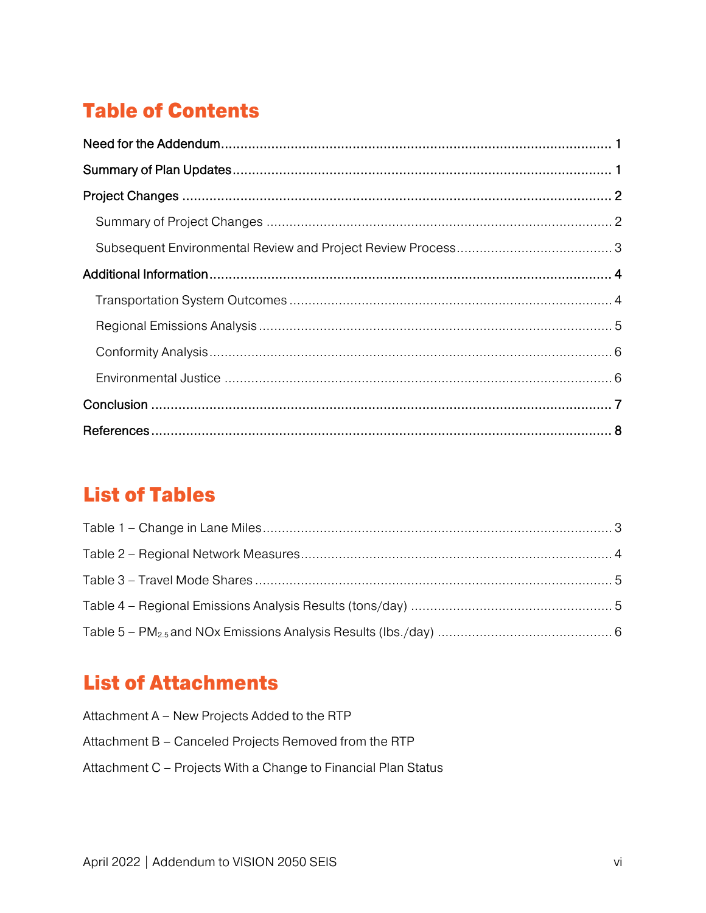# Table of Contents

Need for the Addendum ........................................................................................................ 1

Summary of Plan Updates ..................................................................................................... 1

Project Changes ...................................................................................................................... 2

- Summary of Project Changes ............................................................................................ 2
- Subsequent Environmental Review and Project Review Process ......................................... 3

Additional Information ............................................................................................................. 4

- Transportation System Outcomes ...................................................................................... 4
- Regional Emissions Analysis .............................................................................................. 5
- Conformity Analysis ........................................................................................................... 6
- Environmental Justice ........................................................................................................ 6

Conclusion .............................................................................................................................. 7

References ............................................................................................................................. 8

# List of Tables

Table 1 – Change in Lane Miles ............................................................................................. 3

Table 2 – Regional Network Measures .................................................................................. 4

Table 3 – Travel Mode Shares ............................................................................................... 5

Table 4 – Regional Emissions Analysis Results (tons/day) ..................................................... 5

Table 5 – $PM_{2.5}$ and NOx Emissions Analysis Results (lbs./day) ...................................... 6

# List of Attachments

Attachment A – New Projects Added to the RTP

Attachment B – Canceled Projects Removed from the RTP

Attachment C – Projects With a Change to Financial Plan Status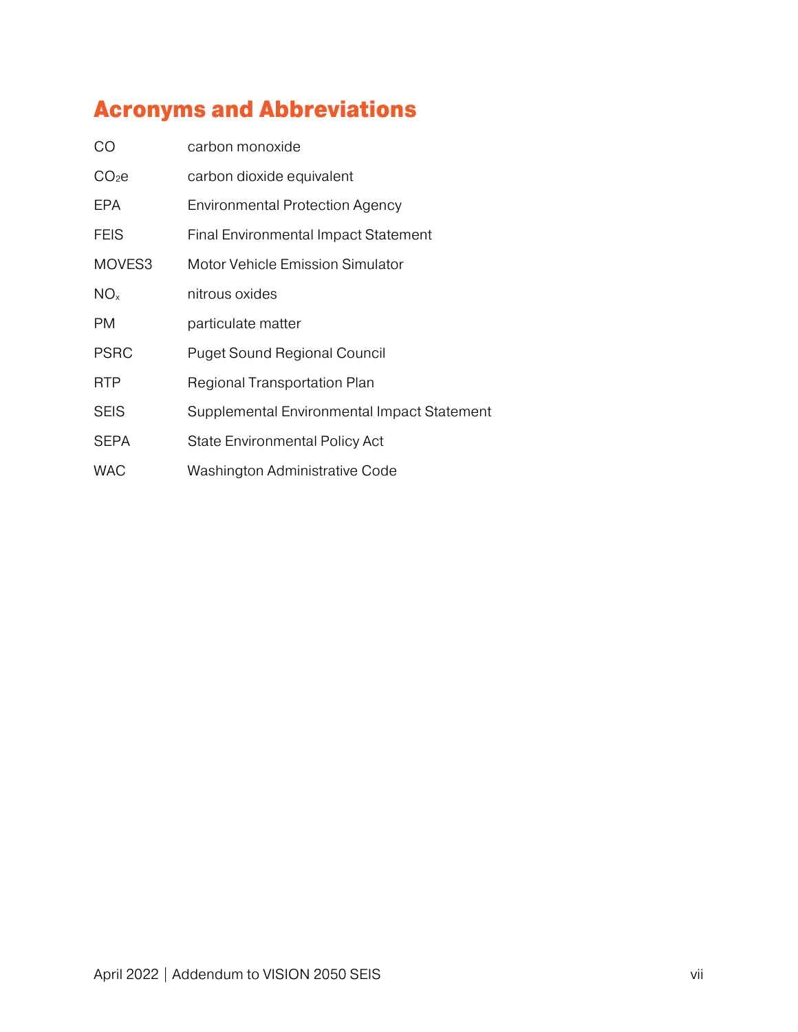# Acronyms and Abbreviations

| | |
|---|---|
| CO | carbon monoxide |
| $CO_2e$ | carbon dioxide equivalent |
| EPA | Environmental Protection Agency |
| FEIS | Final Environmental Impact Statement |
| MOVES3 | Motor Vehicle Emission Simulator |
| $NO_x$ | nitrous oxides |
| PM | particulate matter |
| PSRC | Puget Sound Regional Council |
| RTP | Regional Transportation Plan |
| SEIS | Supplemental Environmental Impact Statement |
| SEPA | State Environmental Policy Act |
| WAC | Washington Administrative Code |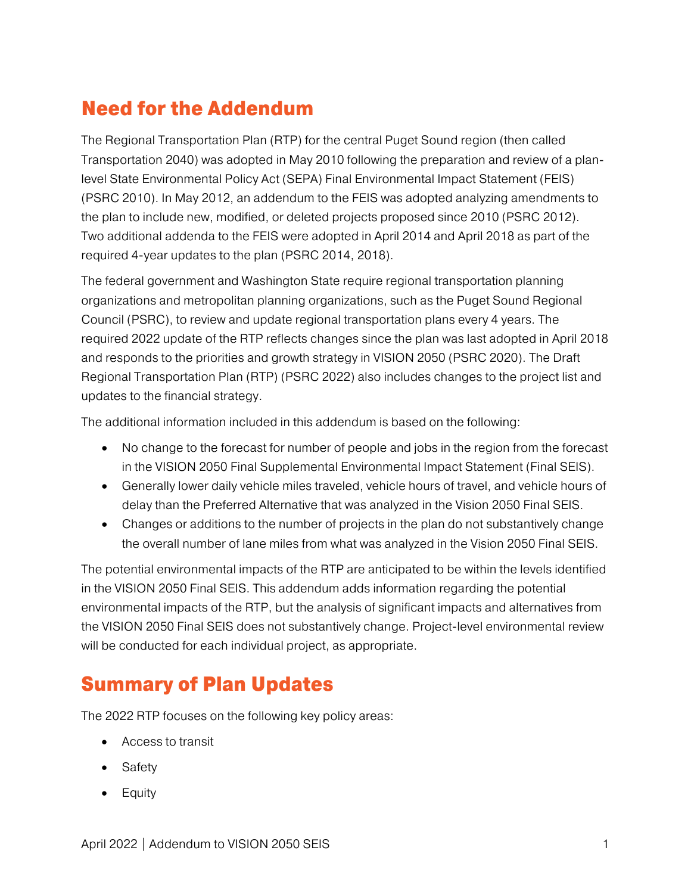## Need for the Addendum

The Regional Transportation Plan (RTP) for the central Puget Sound region (then called Transportation 2040) was adopted in May 2010 following the preparation and review of a plan-level State Environmental Policy Act (SEPA) Final Environmental Impact Statement (FEIS) (PSRC 2010). In May 2012, an addendum to the FEIS was adopted analyzing amendments to the plan to include new, modified, or deleted projects proposed since 2010 (PSRC 2012). Two additional addenda to the FEIS were adopted in April 2014 and April 2018 as part of the required 4-year updates to the plan (PSRC 2014, 2018).

The federal government and Washington State require regional transportation planning organizations and metropolitan planning organizations, such as the Puget Sound Regional Council (PSRC), to review and update regional transportation plans every 4 years. The required 2022 update of the RTP reflects changes since the plan was last adopted in April 2018 and responds to the priorities and growth strategy in VISION 2050 (PSRC 2020). The Draft Regional Transportation Plan (RTP) (PSRC 2022) also includes changes to the project list and updates to the financial strategy.

The additional information included in this addendum is based on the following:

- No change to the forecast for number of people and jobs in the region from the forecast in the VISION 2050 Final Supplemental Environmental Impact Statement (Final SEIS).
- Generally lower daily vehicle miles traveled, vehicle hours of travel, and vehicle hours of delay than the Preferred Alternative that was analyzed in the Vision 2050 Final SEIS.
- Changes or additions to the number of projects in the plan do not substantively change the overall number of lane miles from what was analyzed in the Vision 2050 Final SEIS.

The potential environmental impacts of the RTP are anticipated to be within the levels identified in the VISION 2050 Final SEIS. This addendum adds information regarding the potential environmental impacts of the RTP, but the analysis of significant impacts and alternatives from the VISION 2050 Final SEIS does not substantively change. Project-level environmental review will be conducted for each individual project, as appropriate.

## Summary of Plan Updates

The 2022 RTP focuses on the following key policy areas:

- Access to transit
- Safety
- Equity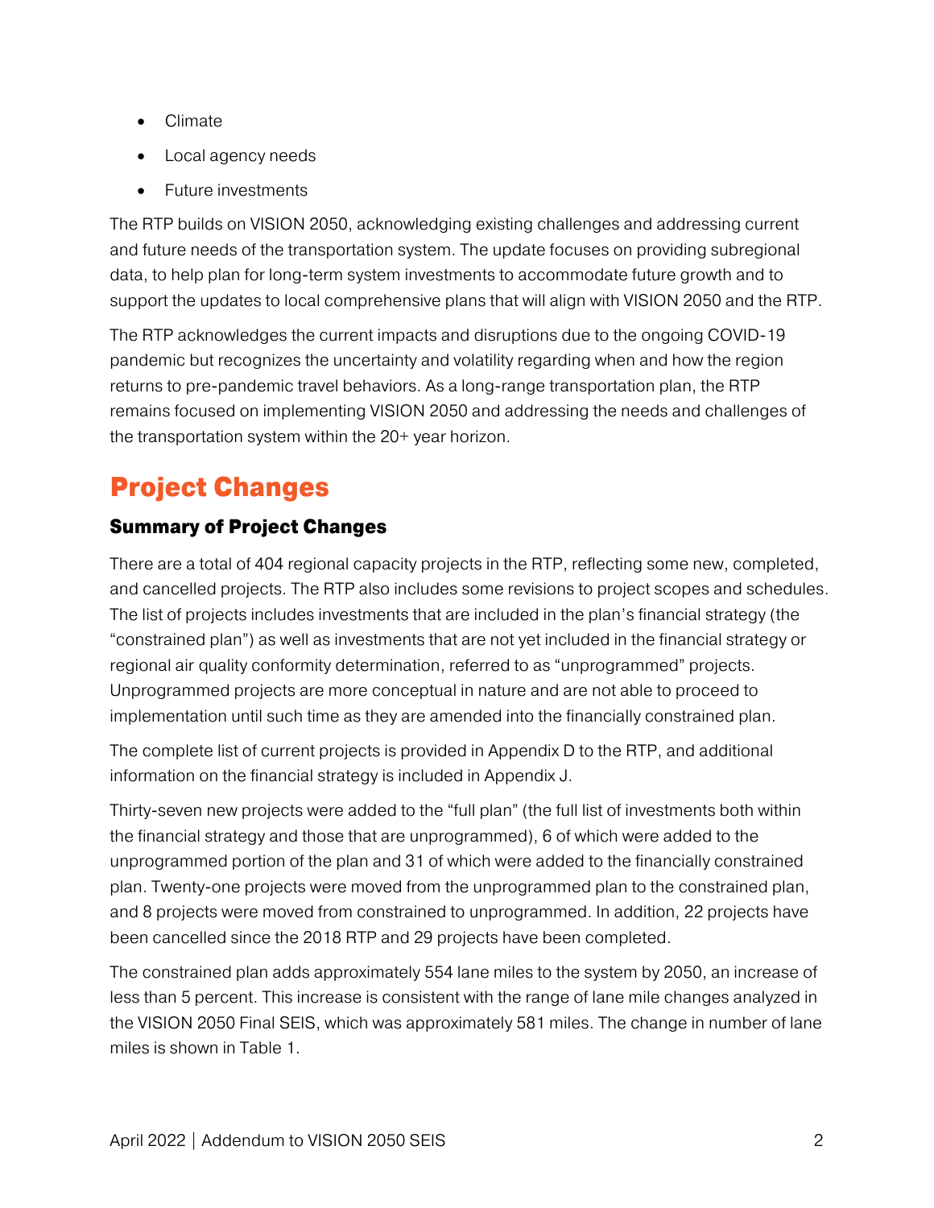- Climate
- Local agency needs
- Future investments

The RTP builds on VISION 2050, acknowledging existing challenges and addressing current and future needs of the transportation system. The update focuses on providing subregional data, to help plan for long-term system investments to accommodate future growth and to support the updates to local comprehensive plans that will align with VISION 2050 and the RTP.

The RTP acknowledges the current impacts and disruptions due to the ongoing COVID-19 pandemic but recognizes the uncertainty and volatility regarding when and how the region returns to pre-pandemic travel behaviors. As a long-range transportation plan, the RTP remains focused on implementing VISION 2050 and addressing the needs and challenges of the transportation system within the 20+ year horizon.

# Project Changes

## Summary of Project Changes

There are a total of 404 regional capacity projects in the RTP, reflecting some new, completed, and cancelled projects. The RTP also includes some revisions to project scopes and schedules. The list of projects includes investments that are included in the plan's financial strategy (the "constrained plan") as well as investments that are not yet included in the financial strategy or regional air quality conformity determination, referred to as "unprogrammed" projects. Unprogrammed projects are more conceptual in nature and are not able to proceed to implementation until such time as they are amended into the financially constrained plan.

The complete list of current projects is provided in Appendix D to the RTP, and additional information on the financial strategy is included in Appendix J.

Thirty-seven new projects were added to the "full plan" (the full list of investments both within the financial strategy and those that are unprogrammed), 6 of which were added to the unprogrammed portion of the plan and 31 of which were added to the financially constrained plan. Twenty-one projects were moved from the unprogrammed plan to the constrained plan, and 8 projects were moved from constrained to unprogrammed. In addition, 22 projects have been cancelled since the 2018 RTP and 29 projects have been completed.

The constrained plan adds approximately 554 lane miles to the system by 2050, an increase of less than 5 percent. This increase is consistent with the range of lane mile changes analyzed in the VISION 2050 Final SEIS, which was approximately 581 miles. The change in number of lane miles is shown in Table 1.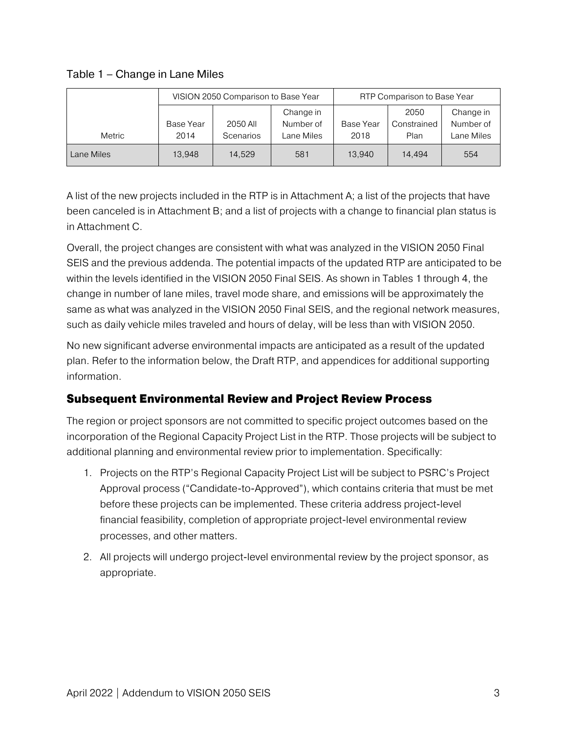Table 1 – Change in Lane Miles

| Metric | VISION 2050 Comparison to Base Year | | | RTP Comparison to Base Year | | |
|---|---|---|---|---|---|---|
| | Base Year 2014 | 2050 All Scenarios | Change in Number of Lane Miles | Base Year 2018 | 2050 Constrained Plan | Change in Number of Lane Miles |
| Lane Miles | 13,948 | 14,529 | 581 | 13,940 | 14,494 | 554 |

A list of the new projects included in the RTP is in Attachment A; a list of the projects that have been canceled is in Attachment B; and a list of projects with a change to financial plan status is in Attachment C.

Overall, the project changes are consistent with what was analyzed in the VISION 2050 Final SEIS and the previous addenda. The potential impacts of the updated RTP are anticipated to be within the levels identified in the VISION 2050 Final SEIS. As shown in Tables 1 through 4, the change in number of lane miles, travel mode share, and emissions will be approximately the same as what was analyzed in the VISION 2050 Final SEIS, and the regional network measures, such as daily vehicle miles traveled and hours of delay, will be less than with VISION 2050.

No new significant adverse environmental impacts are anticipated as a result of the updated plan. Refer to the information below, the Draft RTP, and appendices for additional supporting information.

## Subsequent Environmental Review and Project Review Process

The region or project sponsors are not committed to specific project outcomes based on the incorporation of the Regional Capacity Project List in the RTP. Those projects will be subject to additional planning and environmental review prior to implementation. Specifically:

1. Projects on the RTP's Regional Capacity Project List will be subject to PSRC's Project Approval process ("Candidate-to-Approved"), which contains criteria that must be met before these projects can be implemented. These criteria address project-level financial feasibility, completion of appropriate project-level environmental review processes, and other matters.
2. All projects will undergo project-level environmental review by the project sponsor, as appropriate.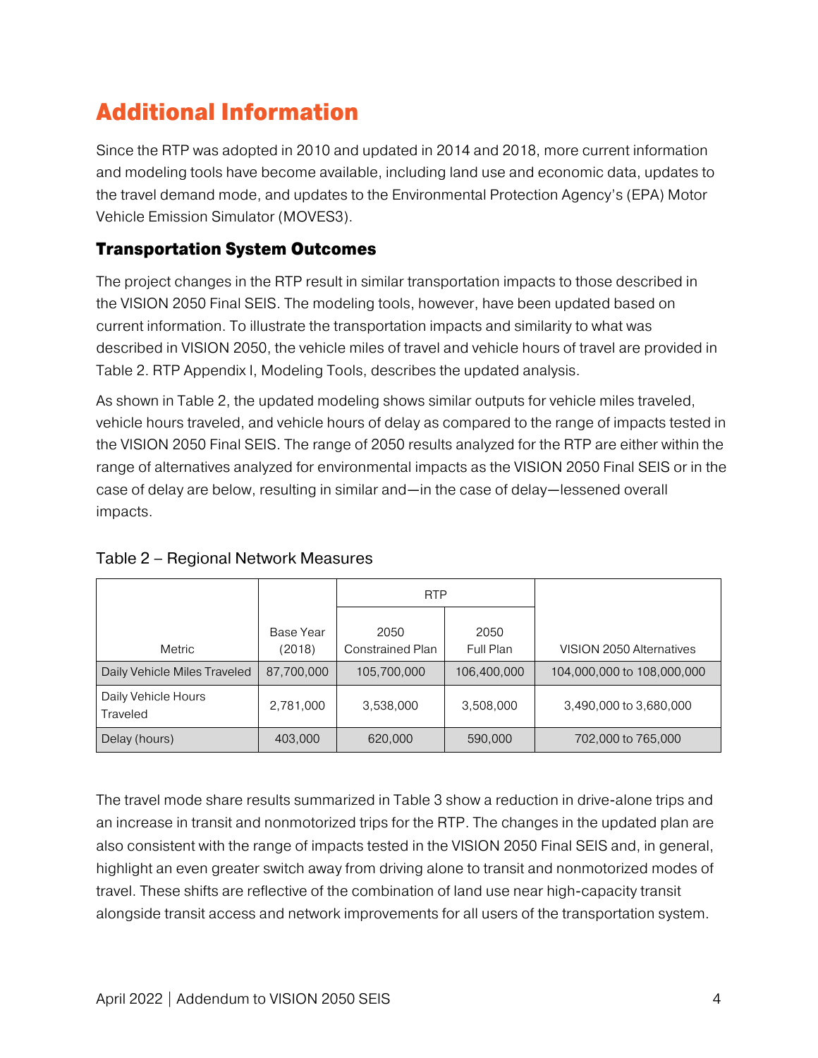# Additional Information

Since the RTP was adopted in 2010 and updated in 2014 and 2018, more current information and modeling tools have become available, including land use and economic data, updates to the travel demand mode, and updates to the Environmental Protection Agency's (EPA) Motor Vehicle Emission Simulator (MOVES3).

## Transportation System Outcomes

The project changes in the RTP result in similar transportation impacts to those described in the VISION 2050 Final SEIS. The modeling tools, however, have been updated based on current information. To illustrate the transportation impacts and similarity to what was described in VISION 2050, the vehicle miles of travel and vehicle hours of travel are provided in Table 2. RTP Appendix I, Modeling Tools, describes the updated analysis.

As shown in Table 2, the updated modeling shows similar outputs for vehicle miles traveled, vehicle hours traveled, and vehicle hours of delay as compared to the range of impacts tested in the VISION 2050 Final SEIS. The range of 2050 results analyzed for the RTP are either within the range of alternatives analyzed for environmental impacts as the VISION 2050 Final SEIS or in the case of delay are below, resulting in similar and—in the case of delay—lessened overall impacts.

Table 2 – Regional Network Measures

| Metric | Base Year (2018) | RTP | | VISION 2050 Alternatives |
|---|---|---|---|---|
| | | 2050 Constrained Plan | 2050 Full Plan | |
| Daily Vehicle Miles Traveled | 87,700,000 | 105,700,000 | 106,400,000 | 104,000,000 to 108,000,000 |
| Daily Vehicle Hours Traveled | 2,781,000 | 3,538,000 | 3,508,000 | 3,490,000 to 3,680,000 |
| Delay (hours) | 403,000 | 620,000 | 590,000 | 702,000 to 765,000 |

The travel mode share results summarized in Table 3 show a reduction in drive-alone trips and an increase in transit and nonmotorized trips for the RTP. The changes in the updated plan are also consistent with the range of impacts tested in the VISION 2050 Final SEIS and, in general, highlight an even greater switch away from driving alone to transit and nonmotorized modes of travel. These shifts are reflective of the combination of land use near high-capacity transit alongside transit access and network improvements for all users of the transportation system.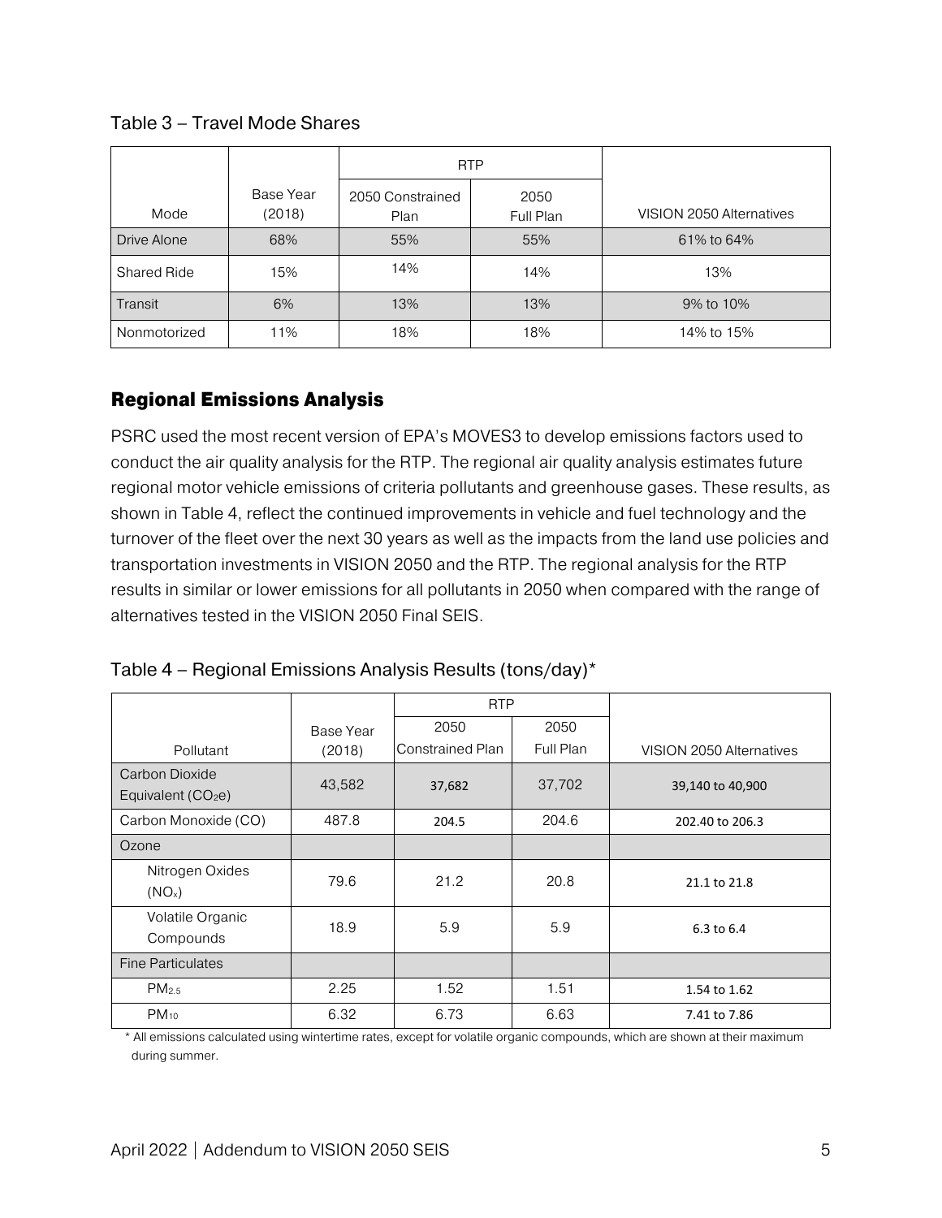Table 3 – Travel Mode Shares

| Mode | Base Year (2018) | RTP | | VISION 2050 Alternatives |
|---|---|---|---|---|
| | | 2050 Constrained Plan | 2050 Full Plan | |
| Drive Alone | 68% | 55% | 55% | 61% to 64% |
| Shared Ride | 15% | 14% | 14% | 13% |
| Transit | 6% | 13% | 13% | 9% to 10% |
| Nonmotorized | 11% | 18% | 18% | 14% to 15% |

## Regional Emissions Analysis

PSRC used the most recent version of EPA's MOVES3 to develop emissions factors used to conduct the air quality analysis for the RTP. The regional air quality analysis estimates future regional motor vehicle emissions of criteria pollutants and greenhouse gases. These results, as shown in Table 4, reflect the continued improvements in vehicle and fuel technology and the turnover of the fleet over the next 30 years as well as the impacts from the land use policies and transportation investments in VISION 2050 and the RTP. The regional analysis for the RTP results in similar or lower emissions for all pollutants in 2050 when compared with the range of alternatives tested in the VISION 2050 Final SEIS.

Table 4 – Regional Emissions Analysis Results (tons/day)*

| Pollutant | Base Year (2018) | RTP | | VISION 2050 Alternatives |
|---|---|---|---|---|
| | | 2050 Constrained Plan | 2050 Full Plan | |
| Carbon Dioxide Equivalent ($CO_2e$) | 43,582 | 37,682 | 37,702 | 39,140 to 40,900 |
| Carbon Monoxide (CO) | 487.8 | 204.5 | 204.6 | 202.40 to 206.3 |
| Ozone | | | | |
| Nitrogen Oxides ($NO_x$) | 79.6 | 21.2 | 20.8 | 21.1 to 21.8 |
| Volatile Organic Compounds | 18.9 | 5.9 | 5.9 | 6.3 to 6.4 |
| Fine Particulates | | | | |
| $PM_{2.5}$ | 2.25 | 1.52 | 1.51 | 1.54 to 1.62 |
| $PM_{10}$ | 6.32 | 6.73 | 6.63 | 7.41 to 7.86 |

* All emissions calculated using wintertime rates, except for volatile organic compounds, which are shown at their maximum during summer.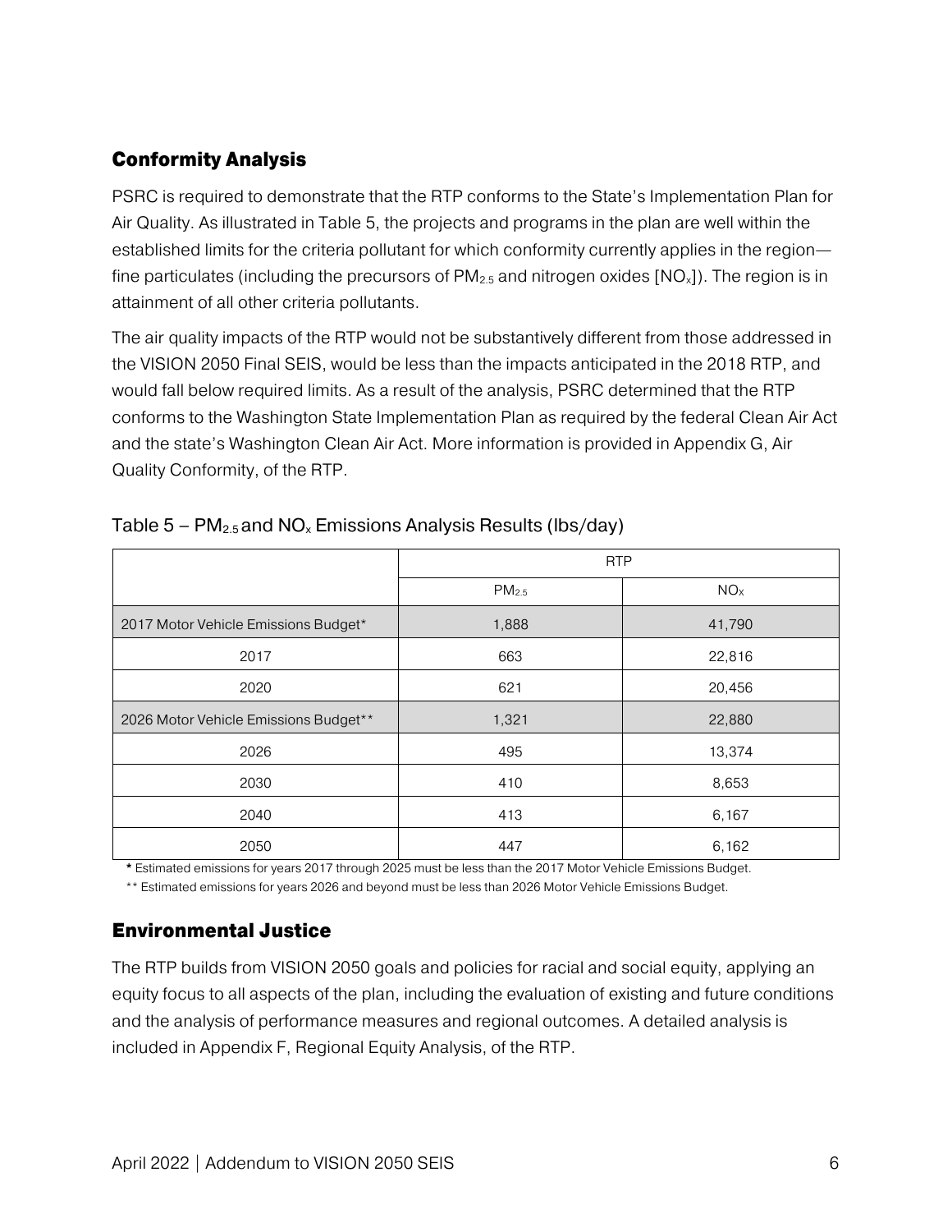## Conformity Analysis

PSRC is required to demonstrate that the RTP conforms to the State's Implementation Plan for Air Quality. As illustrated in Table 5, the projects and programs in the plan are well within the established limits for the criteria pollutant for which conformity currently applies in the region—fine particulates (including the precursors of $PM_{2.5}$ and nitrogen oxides [$NO_x$]). The region is in attainment of all other criteria pollutants.

The air quality impacts of the RTP would not be substantively different from those addressed in the VISION 2050 Final SEIS, would be less than the impacts anticipated in the 2018 RTP, and would fall below required limits. As a result of the analysis, PSRC determined that the RTP conforms to the Washington State Implementation Plan as required by the federal Clean Air Act and the state's Washington Clean Air Act. More information is provided in Appendix G, Air Quality Conformity, of the RTP.

Table 5 – $PM_{2.5}$ and $NO_x$ Emissions Analysis Results (lbs/day)

| | RTP | |
|---|---|---|
| | $PM_{2.5}$ | $NO_x$ |
| 2017 Motor Vehicle Emissions Budget* | 1,888 | 41,790 |
| 2017 | 663 | 22,816 |
| 2020 | 621 | 20,456 |
| 2026 Motor Vehicle Emissions Budget** | 1,321 | 22,880 |
| 2026 | 495 | 13,374 |
| 2030 | 410 | 8,653 |
| 2040 | 413 | 6,167 |
| 2050 | 447 | 6,162 |

\* Estimated emissions for years 2017 through 2025 must be less than the 2017 Motor Vehicle Emissions Budget.

** Estimated emissions for years 2026 and beyond must be less than 2026 Motor Vehicle Emissions Budget.

## Environmental Justice

The RTP builds from VISION 2050 goals and policies for racial and social equity, applying an equity focus to all aspects of the plan, including the evaluation of existing and future conditions and the analysis of performance measures and regional outcomes. A detailed analysis is included in Appendix F, Regional Equity Analysis, of the RTP.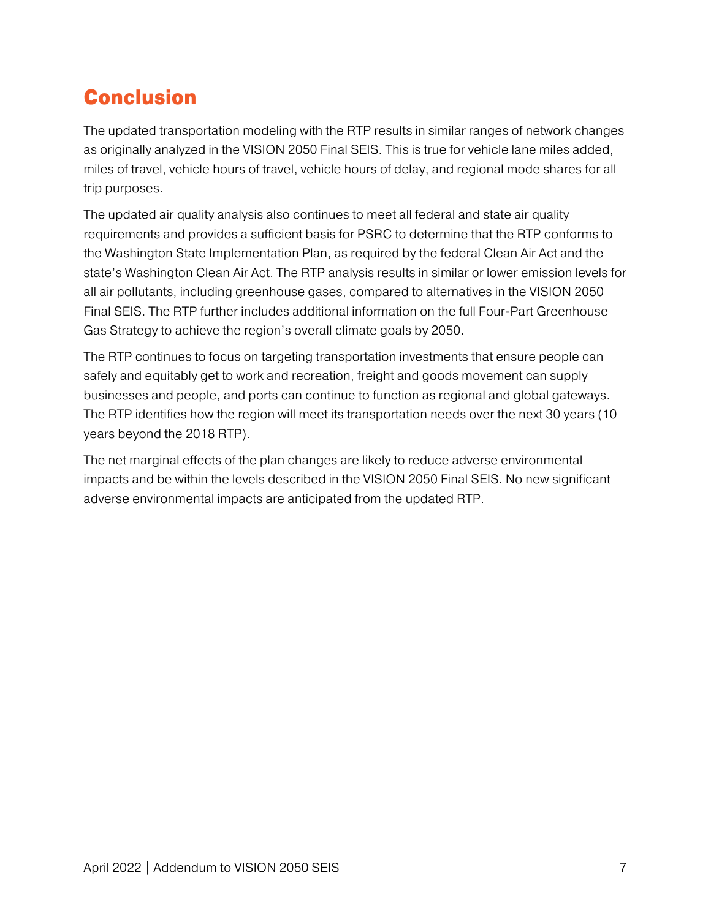## Conclusion

The updated transportation modeling with the RTP results in similar ranges of network changes as originally analyzed in the VISION 2050 Final SEIS. This is true for vehicle lane miles added, miles of travel, vehicle hours of travel, vehicle hours of delay, and regional mode shares for all trip purposes.

The updated air quality analysis also continues to meet all federal and state air quality requirements and provides a sufficient basis for PSRC to determine that the RTP conforms to the Washington State Implementation Plan, as required by the federal Clean Air Act and the state's Washington Clean Air Act. The RTP analysis results in similar or lower emission levels for all air pollutants, including greenhouse gases, compared to alternatives in the VISION 2050 Final SEIS. The RTP further includes additional information on the full Four-Part Greenhouse Gas Strategy to achieve the region's overall climate goals by 2050.

The RTP continues to focus on targeting transportation investments that ensure people can safely and equitably get to work and recreation, freight and goods movement can supply businesses and people, and ports can continue to function as regional and global gateways. The RTP identifies how the region will meet its transportation needs over the next 30 years (10 years beyond the 2018 RTP).

The net marginal effects of the plan changes are likely to reduce adverse environmental impacts and be within the levels described in the VISION 2050 Final SEIS. No new significant adverse environmental impacts are anticipated from the updated RTP.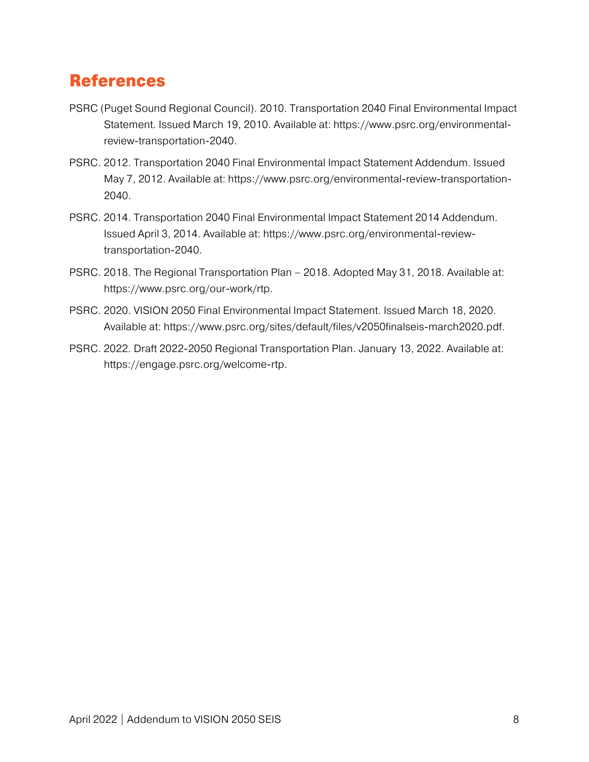## References

PSRC (Puget Sound Regional Council). 2010. Transportation 2040 Final Environmental Impact Statement. Issued March 19, 2010. Available at: https://www.psrc.org/environmental-review-transportation-2040.

PSRC. 2012. Transportation 2040 Final Environmental Impact Statement Addendum. Issued May 7, 2012. Available at: https://www.psrc.org/environmental-review-transportation-2040.

PSRC. 2014. Transportation 2040 Final Environmental Impact Statement 2014 Addendum. Issued April 3, 2014. Available at: https://www.psrc.org/environmental-review-transportation-2040.

PSRC. 2018. The Regional Transportation Plan – 2018. Adopted May 31, 2018. Available at: https://www.psrc.org/our-work/rtp.

PSRC. 2020. VISION 2050 Final Environmental Impact Statement. Issued March 18, 2020. Available at: https://www.psrc.org/sites/default/files/v2050finalseis-march2020.pdf.

PSRC. 2022. Draft 2022-2050 Regional Transportation Plan. January 13, 2022. Available at: https://engage.psrc.org/welcome-rtp.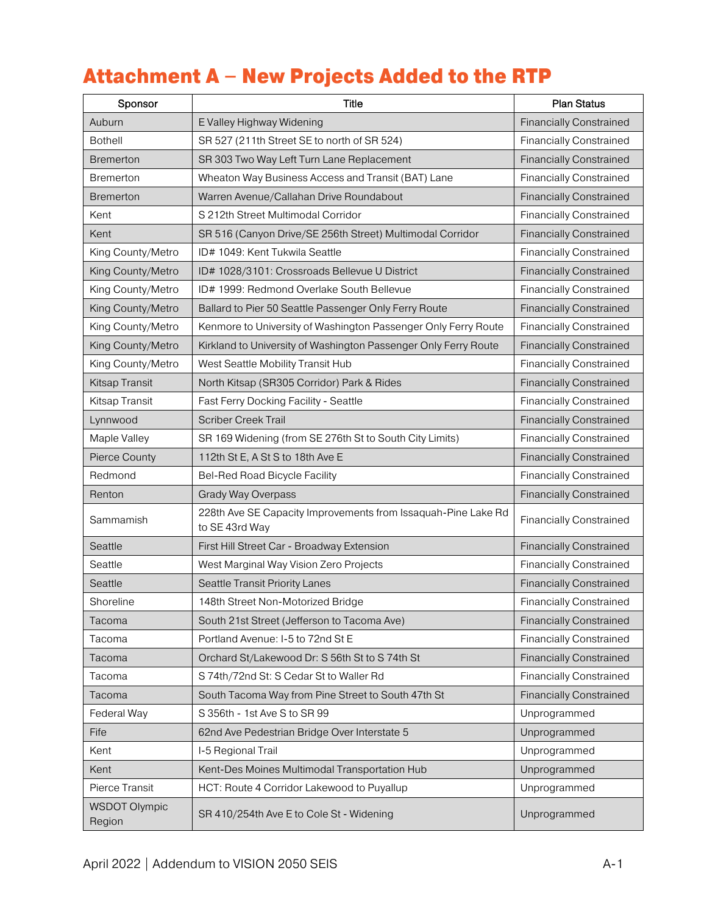# Attachment A – New Projects Added to the RTP

| Sponsor | Title | Plan Status |
|---|---|---|
| Auburn | E Valley Highway Widening | Financially Constrained |
| Bothell | SR 527 (211th Street SE to north of SR 524) | Financially Constrained |
| Bremerton | SR 303 Two Way Left Turn Lane Replacement | Financially Constrained |
| Bremerton | Wheaton Way Business Access and Transit (BAT) Lane | Financially Constrained |
| Bremerton | Warren Avenue/Callahan Drive Roundabout | Financially Constrained |
| Kent | S 212th Street Multimodal Corridor | Financially Constrained |
| Kent | SR 516 (Canyon Drive/SE 256th Street) Multimodal Corridor | Financially Constrained |
| King County/Metro | ID# 1049: Kent Tukwila Seattle | Financially Constrained |
| King County/Metro | ID# 1028/3101: Crossroads Bellevue U District | Financially Constrained |
| King County/Metro | ID# 1999: Redmond Overlake South Bellevue | Financially Constrained |
| King County/Metro | Ballard to Pier 50 Seattle Passenger Only Ferry Route | Financially Constrained |
| King County/Metro | Kenmore to University of Washington Passenger Only Ferry Route | Financially Constrained |
| King County/Metro | Kirkland to University of Washington Passenger Only Ferry Route | Financially Constrained |
| King County/Metro | West Seattle Mobility Transit Hub | Financially Constrained |
| Kitsap Transit | North Kitsap (SR305 Corridor) Park & Rides | Financially Constrained |
| Kitsap Transit | Fast Ferry Docking Facility - Seattle | Financially Constrained |
| Lynnwood | Scriber Creek Trail | Financially Constrained |
| Maple Valley | SR 169 Widening (from SE 276th St to South City Limits) | Financially Constrained |
| Pierce County | 112th St E, A St S to 18th Ave E | Financially Constrained |
| Redmond | Bel-Red Road Bicycle Facility | Financially Constrained |
| Renton | Grady Way Overpass | Financially Constrained |
| Sammamish | 228th Ave SE Capacity Improvements from Issaquah-Pine Lake Rd to SE 43rd Way | Financially Constrained |
| Seattle | First Hill Street Car - Broadway Extension | Financially Constrained |
| Seattle | West Marginal Way Vision Zero Projects | Financially Constrained |
| Seattle | Seattle Transit Priority Lanes | Financially Constrained |
| Shoreline | 148th Street Non-Motorized Bridge | Financially Constrained |
| Tacoma | South 21st Street (Jefferson to Tacoma Ave) | Financially Constrained |
| Tacoma | Portland Avenue: I-5 to 72nd St E | Financially Constrained |
| Tacoma | Orchard St/Lakewood Dr: S 56th St to S 74th St | Financially Constrained |
| Tacoma | S 74th/72nd St: S Cedar St to Waller Rd | Financially Constrained |
| Tacoma | South Tacoma Way from Pine Street to South 47th St | Financially Constrained |
| Federal Way | S 356th - 1st Ave S to SR 99 | Unprogrammed |
| Fife | 62nd Ave Pedestrian Bridge Over Interstate 5 | Unprogrammed |
| Kent | I-5 Regional Trail | Unprogrammed |
| Kent | Kent-Des Moines Multimodal Transportation Hub | Unprogrammed |
| Pierce Transit | HCT: Route 4 Corridor Lakewood to Puyallup | Unprogrammed |
| WSDOT Olympic Region | SR 410/254th Ave E to Cole St - Widening | Unprogrammed |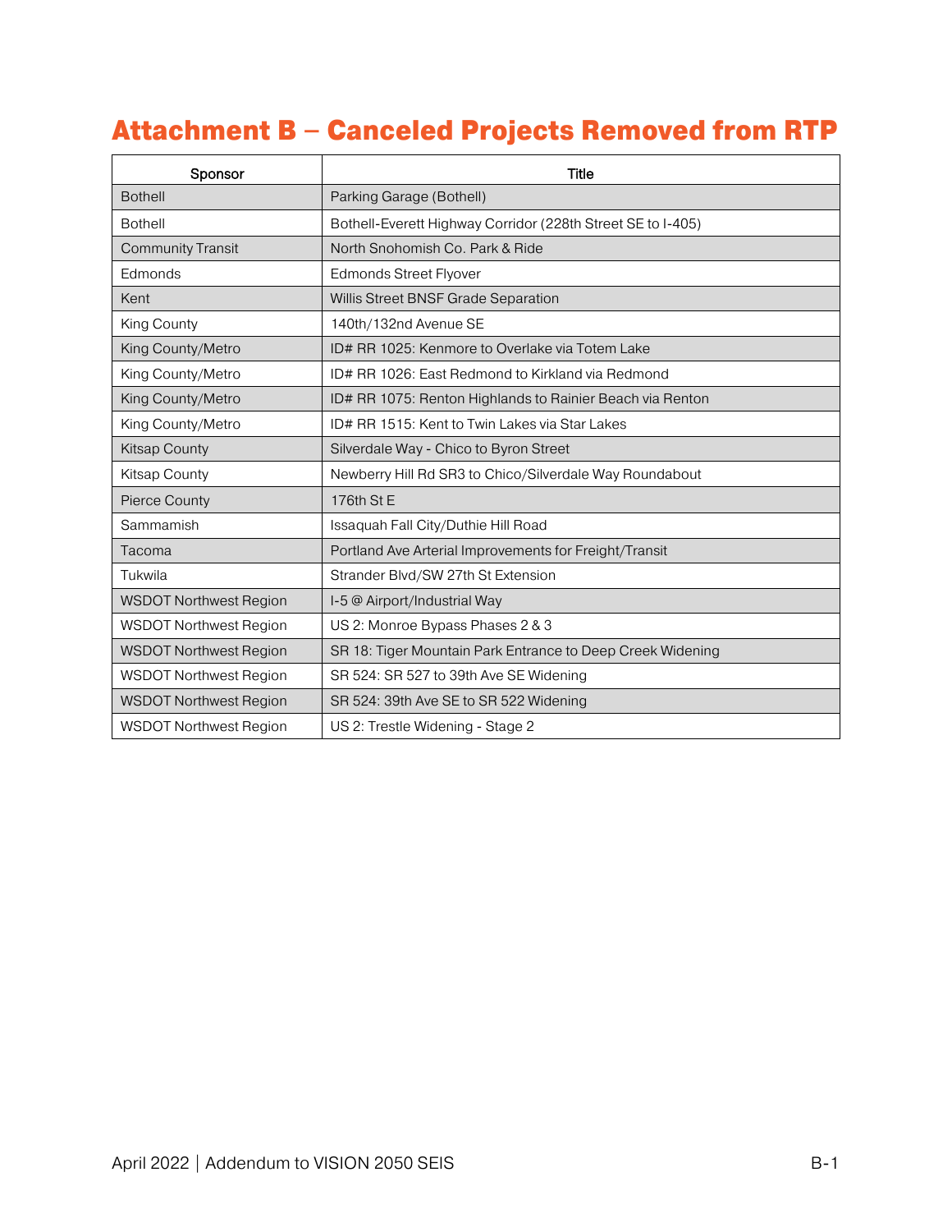# Attachment B – Canceled Projects Removed from RTP

| Sponsor | Title |
|---|---|
| Bothell | Parking Garage (Bothell) |
| Bothell | Bothell-Everett Highway Corridor (228th Street SE to I-405) |
| Community Transit | North Snohomish Co. Park & Ride |
| Edmonds | Edmonds Street Flyover |
| Kent | Willis Street BNSF Grade Separation |
| King County | 140th/132nd Avenue SE |
| King County/Metro | ID# RR 1025: Kenmore to Overlake via Totem Lake |
| King County/Metro | ID# RR 1026: East Redmond to Kirkland via Redmond |
| King County/Metro | ID# RR 1075: Renton Highlands to Rainier Beach via Renton |
| King County/Metro | ID# RR 1515: Kent to Twin Lakes via Star Lakes |
| Kitsap County | Silverdale Way - Chico to Byron Street |
| Kitsap County | Newberry Hill Rd SR3 to Chico/Silverdale Way Roundabout |
| Pierce County | 176th St E |
| Sammamish | Issaquah Fall City/Duthie Hill Road |
| Tacoma | Portland Ave Arterial Improvements for Freight/Transit |
| Tukwila | Strander Blvd/SW 27th St Extension |
| WSDOT Northwest Region | I-5 @ Airport/Industrial Way |
| WSDOT Northwest Region | US 2: Monroe Bypass Phases 2 & 3 |
| WSDOT Northwest Region | SR 18: Tiger Mountain Park Entrance to Deep Creek Widening |
| WSDOT Northwest Region | SR 524: SR 527 to 39th Ave SE Widening |
| WSDOT Northwest Region | SR 524: 39th Ave SE to SR 522 Widening |
| WSDOT Northwest Region | US 2: Trestle Widening - Stage 2 |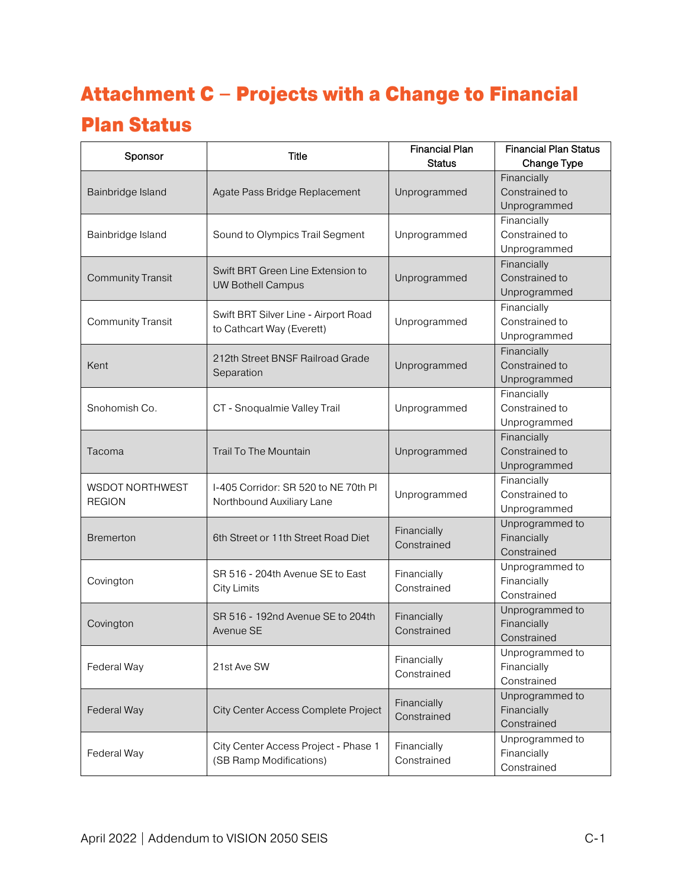# Attachment C – Projects with a Change to Financial Plan Status

| Sponsor | Title | Financial Plan Status | Financial Plan Status Change Type |
|---|---|---|---|
| Bainbridge Island | Agate Pass Bridge Replacement | Unprogrammed | Financially Constrained to Unprogrammed |
| Bainbridge Island | Sound to Olympics Trail Segment | Unprogrammed | Financially Constrained to Unprogrammed |
| Community Transit | Swift BRT Green Line Extension to UW Bothell Campus | Unprogrammed | Financially Constrained to Unprogrammed |
| Community Transit | Swift BRT Silver Line - Airport Road to Cathcart Way (Everett) | Unprogrammed | Financially Constrained to Unprogrammed |
| Kent | 212th Street BNSF Railroad Grade Separation | Unprogrammed | Financially Constrained to Unprogrammed |
| Snohomish Co. | CT - Snoqualmie Valley Trail | Unprogrammed | Financially Constrained to Unprogrammed |
| Tacoma | Trail To The Mountain | Unprogrammed | Financially Constrained to Unprogrammed |
| WSDOT NORTHWEST REGION | I-405 Corridor: SR 520 to NE 70th Pl Northbound Auxiliary Lane | Unprogrammed | Financially Constrained to Unprogrammed |
| Bremerton | 6th Street or 11th Street Road Diet | Financially Constrained | Unprogrammed to Financially Constrained |
| Covington | SR 516 - 204th Avenue SE to East City Limits | Financially Constrained | Unprogrammed to Financially Constrained |
| Covington | SR 516 - 192nd Avenue SE to 204th Avenue SE | Financially Constrained | Unprogrammed to Financially Constrained |
| Federal Way | 21st Ave SW | Financially Constrained | Unprogrammed to Financially Constrained |
| Federal Way | City Center Access Complete Project | Financially Constrained | Unprogrammed to Financially Constrained |
| Federal Way | City Center Access Project - Phase 1 (SB Ramp Modifications) | Financially Constrained | Unprogrammed to Financially Constrained |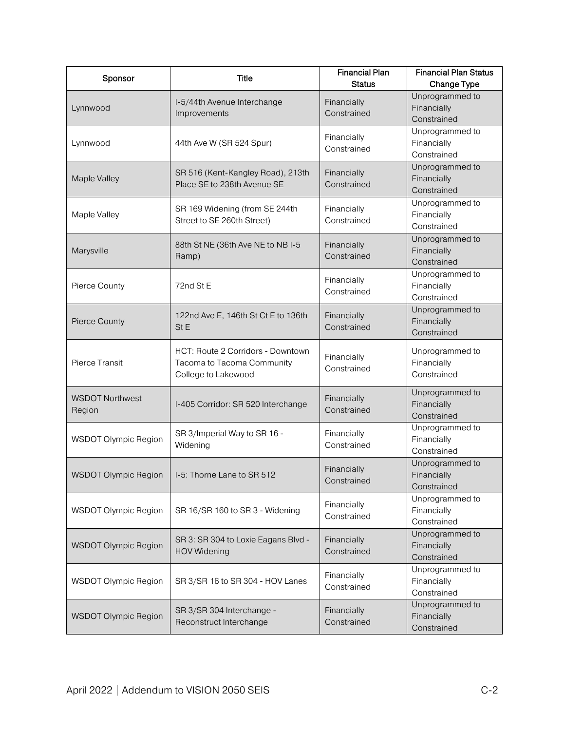| Sponsor | Title | Financial Plan Status | Financial Plan Status Change Type |
|---|---|---|---|
| Lynnwood | I-5/44th Avenue Interchange Improvements | Financially Constrained | Unprogrammed to Financially Constrained |
| Lynnwood | 44th Ave W (SR 524 Spur) | Financially Constrained | Unprogrammed to Financially Constrained |
| Maple Valley | SR 516 (Kent-Kangley Road), 213th Place SE to 238th Avenue SE | Financially Constrained | Unprogrammed to Financially Constrained |
| Maple Valley | SR 169 Widening (from SE 244th Street to SE 260th Street) | Financially Constrained | Unprogrammed to Financially Constrained |
| Marysville | 88th St NE (36th Ave NE to NB I-5 Ramp) | Financially Constrained | Unprogrammed to Financially Constrained |
| Pierce County | 72nd St E | Financially Constrained | Unprogrammed to Financially Constrained |
| Pierce County | 122nd Ave E, 146th St Ct E to 136th St E | Financially Constrained | Unprogrammed to Financially Constrained |
| Pierce Transit | HCT: Route 2 Corridors - Downtown Tacoma to Tacoma Community College to Lakewood | Financially Constrained | Unprogrammed to Financially Constrained |
| WSDOT Northwest Region | I-405 Corridor: SR 520 Interchange | Financially Constrained | Unprogrammed to Financially Constrained |
| WSDOT Olympic Region | SR 3/Imperial Way to SR 16 - Widening | Financially Constrained | Unprogrammed to Financially Constrained |
| WSDOT Olympic Region | I-5: Thorne Lane to SR 512 | Financially Constrained | Unprogrammed to Financially Constrained |
| WSDOT Olympic Region | SR 16/SR 160 to SR 3 - Widening | Financially Constrained | Unprogrammed to Financially Constrained |
| WSDOT Olympic Region | SR 3: SR 304 to Loxie Eagans Blvd - HOV Widening | Financially Constrained | Unprogrammed to Financially Constrained |
| WSDOT Olympic Region | SR 3/SR 16 to SR 304 - HOV Lanes | Financially Constrained | Unprogrammed to Financially Constrained |
| WSDOT Olympic Region | SR 3/SR 304 Interchange - Reconstruct Interchange | Financially Constrained | Unprogrammed to Financially Constrained |